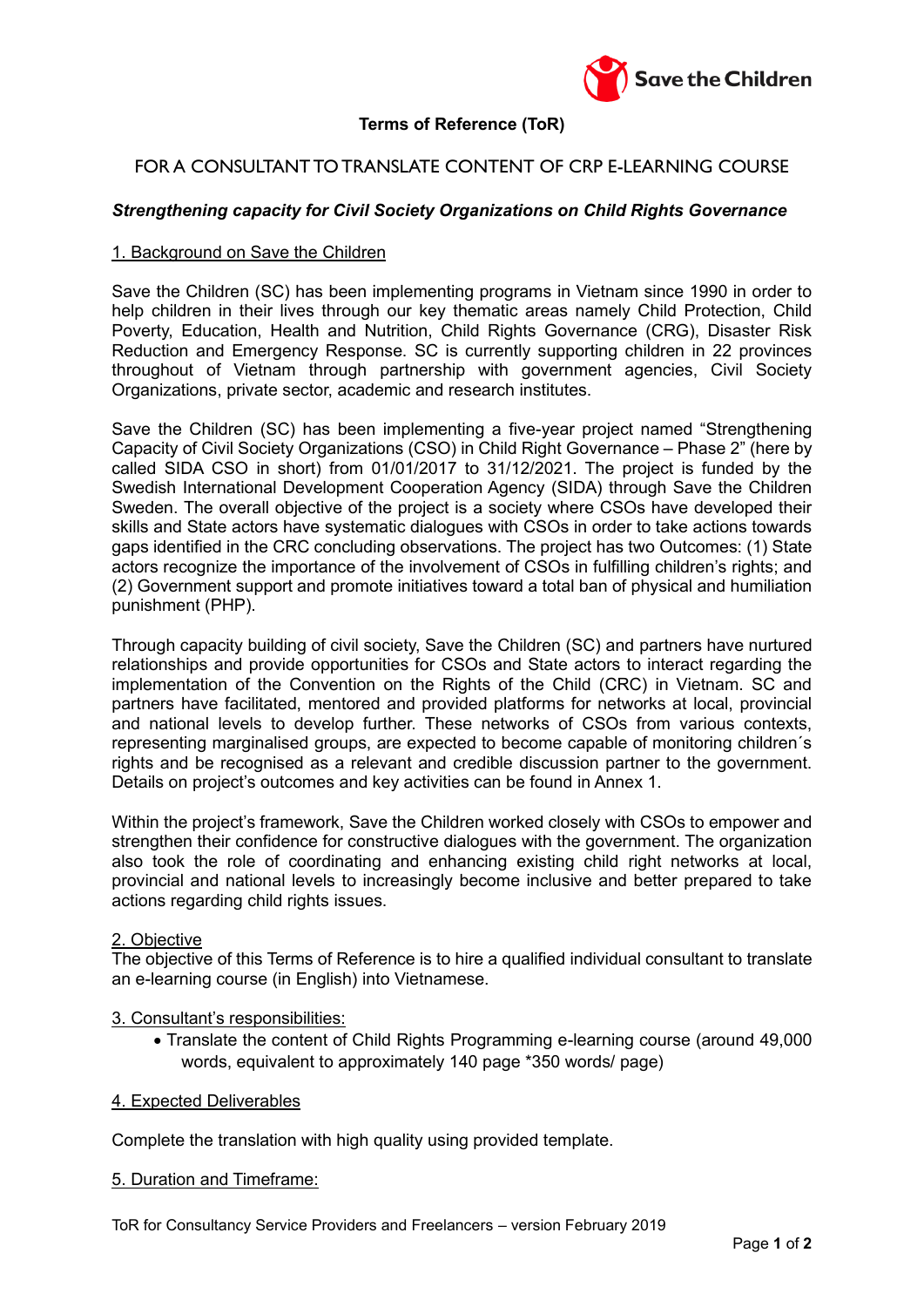Save the Children

## Terms of Reference (ToR)

## FOR A CONSULTANT TO TRANSLATE CONTENT OF CRP E-LEARNING COURSE

***Strengthening capacity for Civil Society Organizations on Child Rights Governance***

### 1. Background on Save the Children

Save the Children (SC) has been implementing programs in Vietnam since 1990 in order to help children in their lives through our key thematic areas namely Child Protection, Child Poverty, Education, Health and Nutrition, Child Rights Governance (CRG), Disaster Risk Reduction and Emergency Response. SC is currently supporting children in 22 provinces throughout of Vietnam through partnership with government agencies, Civil Society Organizations, private sector, academic and research institutes.

Save the Children (SC) has been implementing a five-year project named "Strengthening Capacity of Civil Society Organizations (CSO) in Child Right Governance – Phase 2" (here by called SIDA CSO in short) from 01/01/2017 to 31/12/2021. The project is funded by the Swedish International Development Cooperation Agency (SIDA) through Save the Children Sweden. The overall objective of the project is a society where CSOs have developed their skills and State actors have systematic dialogues with CSOs in order to take actions towards gaps identified in the CRC concluding observations. The project has two Outcomes: (1) State actors recognize the importance of the involvement of CSOs in fulfilling children's rights; and (2) Government support and promote initiatives toward a total ban of physical and humiliation punishment (PHP).

Through capacity building of civil society, Save the Children (SC) and partners have nurtured relationships and provide opportunities for CSOs and State actors to interact regarding the implementation of the Convention on the Rights of the Child (CRC) in Vietnam. SC and partners have facilitated, mentored and provided platforms for networks at local, provincial and national levels to develop further. These networks of CSOs from various contexts, representing marginalised groups, are expected to become capable of monitoring children´s rights and be recognised as a relevant and credible discussion partner to the government. Details on project's outcomes and key activities can be found in Annex 1.

Within the project's framework, Save the Children worked closely with CSOs to empower and strengthen their confidence for constructive dialogues with the government. The organization also took the role of coordinating and enhancing existing child right networks at local, provincial and national levels to increasingly become inclusive and better prepared to take actions regarding child rights issues.

### 2. Objective

The objective of this Terms of Reference is to hire a qualified individual consultant to translate an e-learning course (in English) into Vietnamese.

### 3. Consultant's responsibilities:

- Translate the content of Child Rights Programming e-learning course (around 49,000 words, equivalent to approximately 140 page *350 words/ page)

### 4. Expected Deliverables

Complete the translation with high quality using provided template.

### 5. Duration and Timeframe:

ToR for Consultancy Service Providers and Freelancers – version February 2019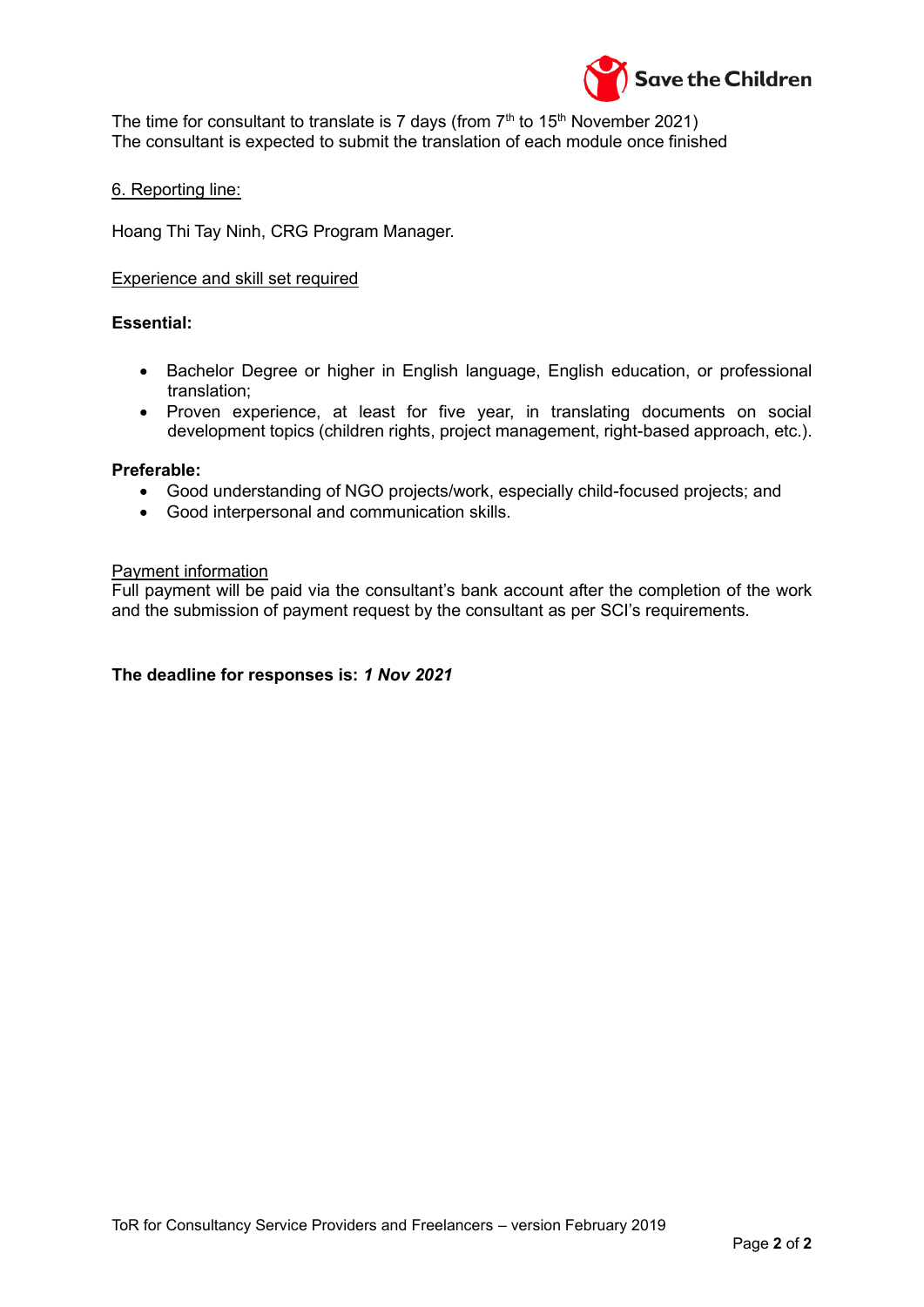The time for consultant to translate is 7 days (from 7th to 15th November 2021)
The consultant is expected to submit the translation of each module once finished

6. Reporting line:

Hoang Thi Tay Ninh, CRG Program Manager.

Experience and skill set required

**Essential:**

- Bachelor Degree or higher in English language, English education, or professional translation;
- Proven experience, at least for five year, in translating documents on social development topics (children rights, project management, right-based approach, etc.).

**Preferable:**

- Good understanding of NGO projects/work, especially child-focused projects; and
- Good interpersonal and communication skills.

Payment information
Full payment will be paid via the consultant's bank account after the completion of the work and the submission of payment request by the consultant as per SCI's requirements.

**The deadline for responses is:** ***1 Nov 2021***

ToR for Consultancy Service Providers and Freelancers – version February 2019